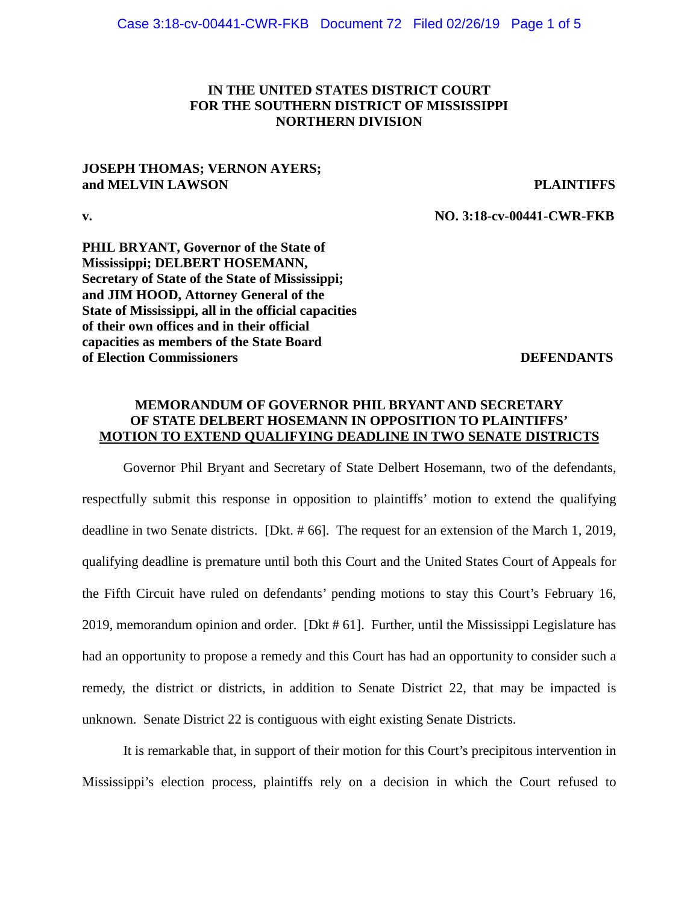**IN THE UNITED STATES DISTRICT COURT**
**FOR THE SOUTHERN DISTRICT OF MISSISSIPPI**
**NORTHERN DIVISION**

**JOSEPH THOMAS; VERNON AYERS; and MELVIN LAWSON** **PLAINTIFFS**

**v.** **NO. 3:18-cv-00441-CWR-FKB**

**PHIL BRYANT, Governor of the State of Mississippi; DELBERT HOSEMANN, Secretary of State of the State of Mississippi; and JIM HOOD, Attorney General of the State of Mississippi, all in the official capacities of their own offices and in their official capacities as members of the State Board of Election Commissioners** **DEFENDANTS**

**MEMORANDUM OF GOVERNOR PHIL BRYANT AND SECRETARY OF STATE DELBERT HOSEMANN IN OPPOSITION TO PLAINTIFFS' MOTION TO EXTEND QUALIFYING DEADLINE IN TWO SENATE DISTRICTS**

Governor Phil Bryant and Secretary of State Delbert Hosemann, two of the defendants, respectfully submit this response in opposition to plaintiffs' motion to extend the qualifying deadline in two Senate districts. [Dkt. # 66]. The request for an extension of the March 1, 2019, qualifying deadline is premature until both this Court and the United States Court of Appeals for the Fifth Circuit have ruled on defendants' pending motions to stay this Court's February 16, 2019, memorandum opinion and order. [Dkt # 61]. Further, until the Mississippi Legislature has had an opportunity to propose a remedy and this Court has had an opportunity to consider such a remedy, the district or districts, in addition to Senate District 22, that may be impacted is unknown. Senate District 22 is contiguous with eight existing Senate Districts.

It is remarkable that, in support of their motion for this Court's precipitous intervention in Mississippi's election process, plaintiffs rely on a decision in which the Court refused to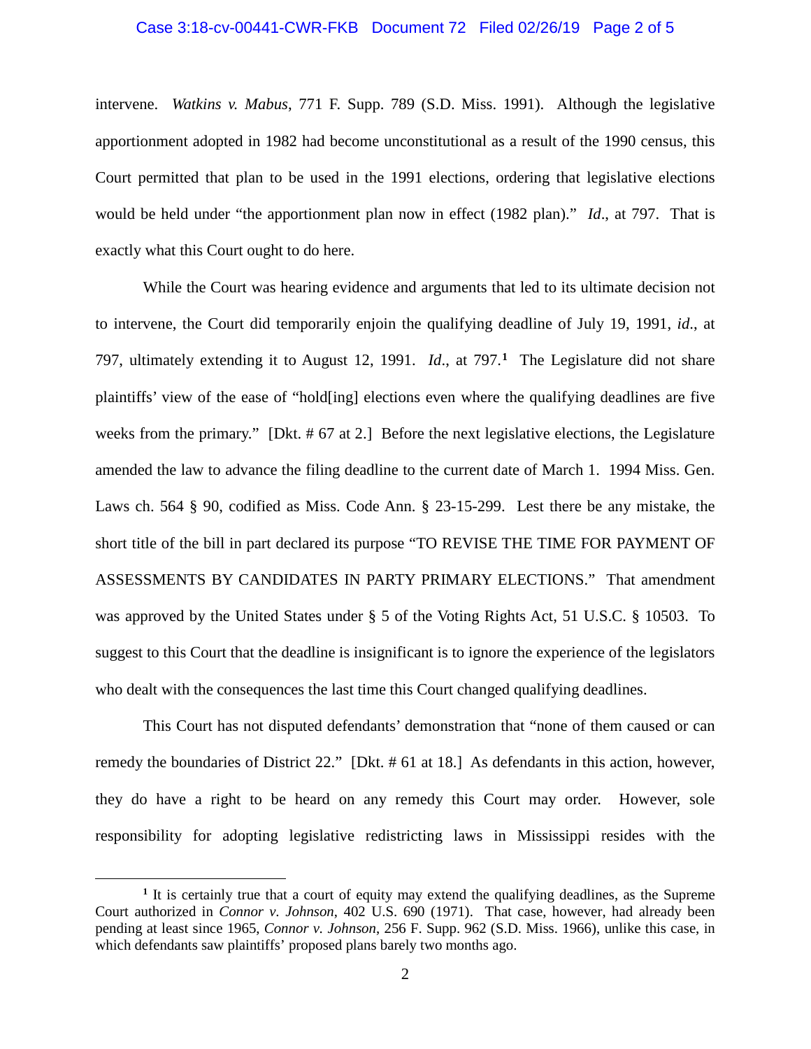intervene. *Watkins v. Mabus*, 771 F. Supp. 789 (S.D. Miss. 1991). Although the legislative apportionment adopted in 1982 had become unconstitutional as a result of the 1990 census, this Court permitted that plan to be used in the 1991 elections, ordering that legislative elections would be held under "the apportionment plan now in effect (1982 plan)." *Id*., at 797. That is exactly what this Court ought to do here.

While the Court was hearing evidence and arguments that led to its ultimate decision not to intervene, the Court did temporarily enjoin the qualifying deadline of July 19, 1991, *id*., at 797, ultimately extending it to August 12, 1991. *Id*., at 797.[1] The Legislature did not share plaintiffs' view of the ease of "hold[ing] elections even where the qualifying deadlines are five weeks from the primary." [Dkt. # 67 at 2.] Before the next legislative elections, the Legislature amended the law to advance the filing deadline to the current date of March 1. 1994 Miss. Gen. Laws ch. 564 § 90, codified as Miss. Code Ann. § 23-15-299. Lest there be any mistake, the short title of the bill in part declared its purpose "TO REVISE THE TIME FOR PAYMENT OF ASSESSMENTS BY CANDIDATES IN PARTY PRIMARY ELECTIONS." That amendment was approved by the United States under § 5 of the Voting Rights Act, 51 U.S.C. § 10503. To suggest to this Court that the deadline is insignificant is to ignore the experience of the legislators who dealt with the consequences the last time this Court changed qualifying deadlines.

This Court has not disputed defendants' demonstration that "none of them caused or can remedy the boundaries of District 22." [Dkt. # 61 at 18.] As defendants in this action, however, they do have a right to be heard on any remedy this Court may order. However, sole responsibility for adopting legislative redistricting laws in Mississippi resides with the

---

[1] It is certainly true that a court of equity may extend the qualifying deadlines, as the Supreme Court authorized in *Connor v. Johnson*, 402 U.S. 690 (1971). That case, however, had already been pending at least since 1965, *Connor v. Johnson*, 256 F. Supp. 962 (S.D. Miss. 1966), unlike this case, in which defendants saw plaintiffs' proposed plans barely two months ago.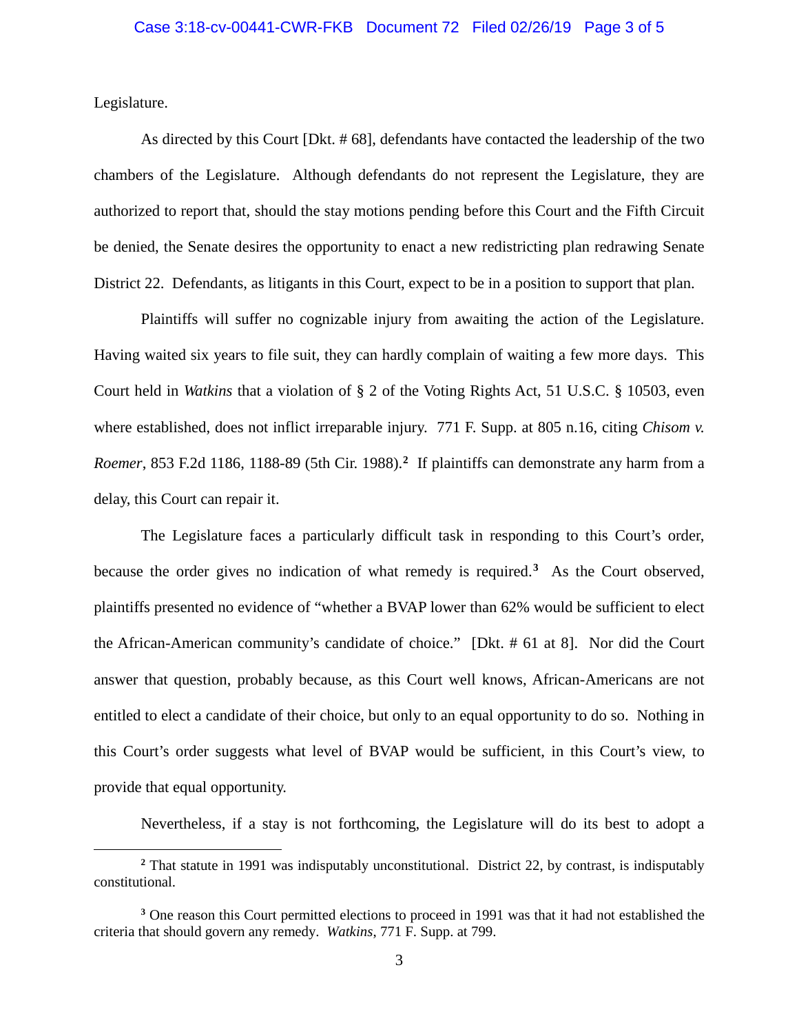Legislature.

As directed by this Court [Dkt. # 68], defendants have contacted the leadership of the two chambers of the Legislature. Although defendants do not represent the Legislature, they are authorized to report that, should the stay motions pending before this Court and the Fifth Circuit be denied, the Senate desires the opportunity to enact a new redistricting plan redrawing Senate District 22. Defendants, as litigants in this Court, expect to be in a position to support that plan.

Plaintiffs will suffer no cognizable injury from awaiting the action of the Legislature. Having waited six years to file suit, they can hardly complain of waiting a few more days. This Court held in *Watkins* that a violation of § 2 of the Voting Rights Act, 51 U.S.C. § 10503, even where established, does not inflict irreparable injury. 771 F. Supp. at 805 n.16, citing *Chisom v. Roemer*, 853 F.2d 1186, 1188-89 (5th Cir. 1988).[2] If plaintiffs can demonstrate any harm from a delay, this Court can repair it.

The Legislature faces a particularly difficult task in responding to this Court's order, because the order gives no indication of what remedy is required.[3] As the Court observed, plaintiffs presented no evidence of "whether a BVAP lower than 62% would be sufficient to elect the African-American community's candidate of choice." [Dkt. # 61 at 8]. Nor did the Court answer that question, probably because, as this Court well knows, African-Americans are not entitled to elect a candidate of their choice, but only to an equal opportunity to do so. Nothing in this Court's order suggests what level of BVAP would be sufficient, in this Court's view, to provide that equal opportunity.

Nevertheless, if a stay is not forthcoming, the Legislature will do its best to adopt a

---

[2] That statute in 1991 was indisputably unconstitutional. District 22, by contrast, is indisputably constitutional.

[3] One reason this Court permitted elections to proceed in 1991 was that it had not established the criteria that should govern any remedy. *Watkins*, 771 F. Supp. at 799.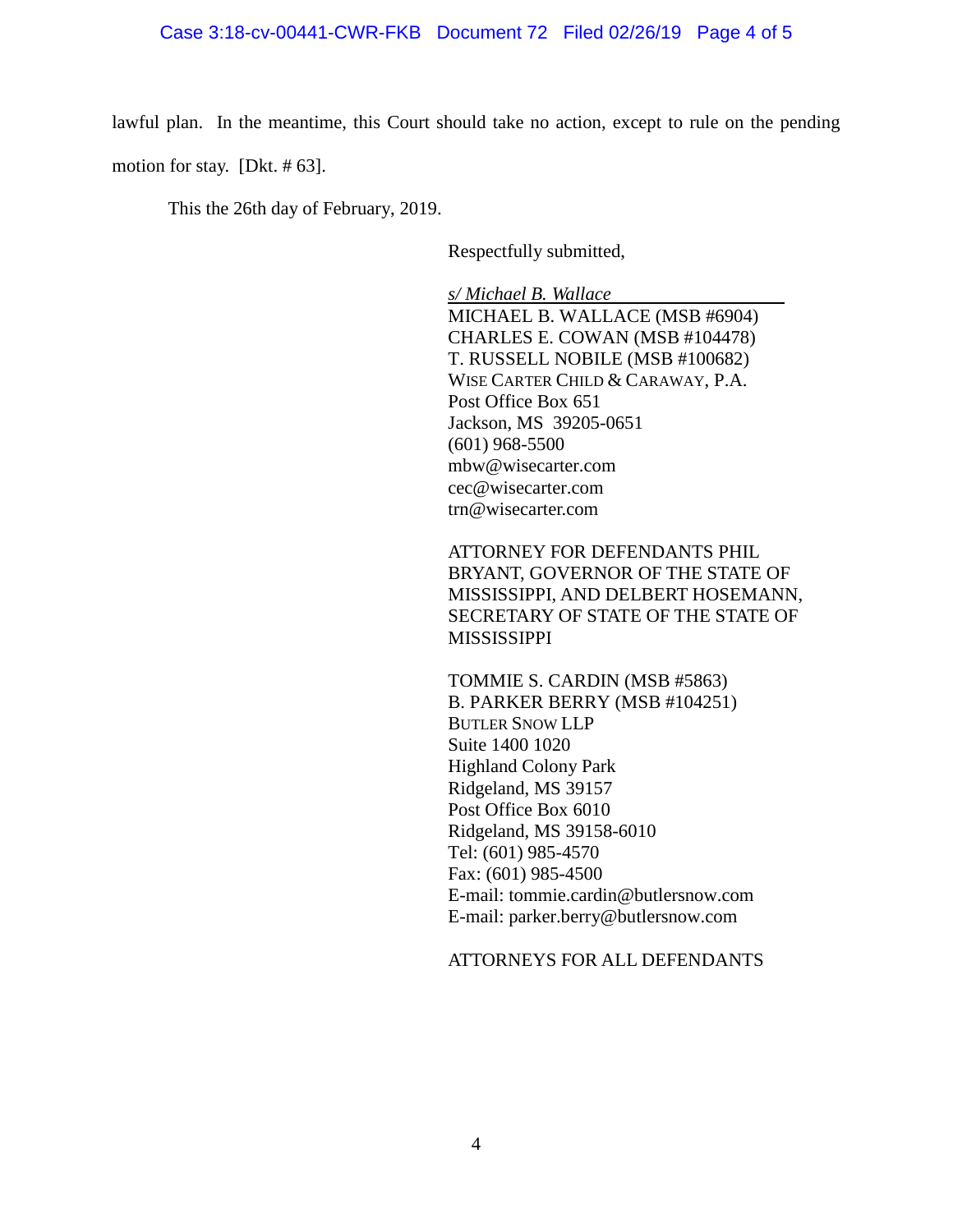lawful plan. In the meantime, this Court should take no action, except to rule on the pending motion for stay. [Dkt. # 63].

This the 26th day of February, 2019.

Respectfully submitted,

*s/ Michael B. Wallace*
MICHAEL B. WALLACE (MSB #6904)
CHARLES E. COWAN (MSB #104478)
T. RUSSELL NOBILE (MSB #100682)
WISE CARTER CHILD & CARAWAY, P.A.
Post Office Box 651
Jackson, MS 39205-0651
(601) 968-5500
mbw@wisecarter.com
cec@wisecarter.com
trn@wisecarter.com

ATTORNEY FOR DEFENDANTS PHIL BRYANT, GOVERNOR OF THE STATE OF MISSISSIPPI, AND DELBERT HOSEMANN, SECRETARY OF STATE OF THE STATE OF MISSISSIPPI

TOMMIE S. CARDIN (MSB #5863)
B. PARKER BERRY (MSB #104251)
BUTLER SNOW LLP
Suite 1400 1020
Highland Colony Park
Ridgeland, MS 39157
Post Office Box 6010
Ridgeland, MS 39158-6010
Tel: (601) 985-4570
Fax: (601) 985-4500
E-mail: tommie.cardin@butlersnow.com
E-mail: parker.berry@butlersnow.com

ATTORNEYS FOR ALL DEFENDANTS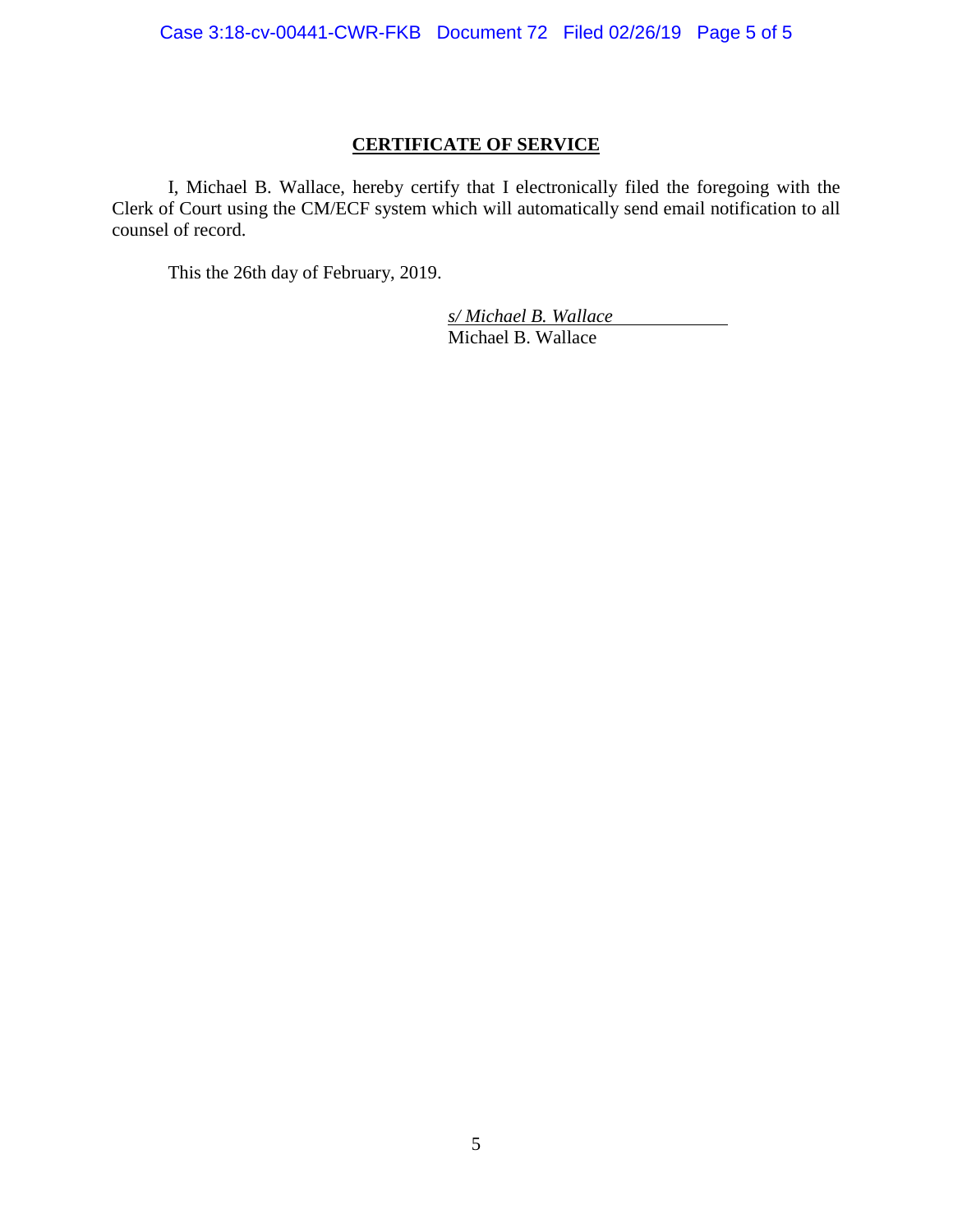## **CERTIFICATE OF SERVICE**

I, Michael B. Wallace, hereby certify that I electronically filed the foregoing with the Clerk of Court using the CM/ECF system which will automatically send email notification to all counsel of record.

This the 26th day of February, 2019.

*s/ Michael B. Wallace*
Michael B. Wallace